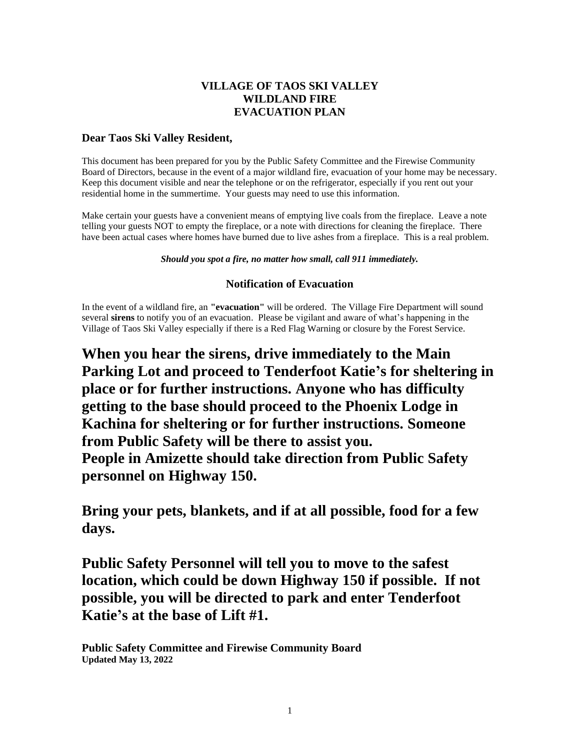# VILLAGE OF TAOS SKI VALLEY
# WILDLAND FIRE
# EVACUATION PLAN

**Dear Taos Ski Valley Resident,**

This document has been prepared for you by the Public Safety Committee and the Firewise Community Board of Directors, because in the event of a major wildland fire, evacuation of your home may be necessary. Keep this document visible and near the telephone or on the refrigerator, especially if you rent out your residential home in the summertime. Your guests may need to use this information.

Make certain your guests have a convenient means of emptying live coals from the fireplace. Leave a note telling your guests NOT to empty the fireplace, or a note with directions for cleaning the fireplace. There have been actual cases where homes have burned due to live ashes from a fireplace. This is a real problem.

***Should you spot a fire, no matter how small, call 911 immediately.***

## Notification of Evacuation

In the event of a wildland fire, an **"evacuation"** will be ordered. The Village Fire Department will sound several **sirens** to notify you of an evacuation. Please be vigilant and aware of what's happening in the Village of Taos Ski Valley especially if there is a Red Flag Warning or closure by the Forest Service.

**When you hear the sirens, drive immediately to the Main Parking Lot and proceed to Tenderfoot Katie's for sheltering in place or for further instructions. Anyone who has difficulty getting to the base should proceed to the Phoenix Lodge in Kachina for sheltering or for further instructions. Someone from Public Safety will be there to assist you.**
**People in Amizette should take direction from Public Safety personnel on Highway 150.**

**Bring your pets, blankets, and if at all possible, food for a few days.**

**Public Safety Personnel will tell you to move to the safest location, which could be down Highway 150 if possible. If not possible, you will be directed to park and enter Tenderfoot Katie's at the base of Lift #1.**

**Public Safety Committee and Firewise Community Board**
**Updated May 13, 2022**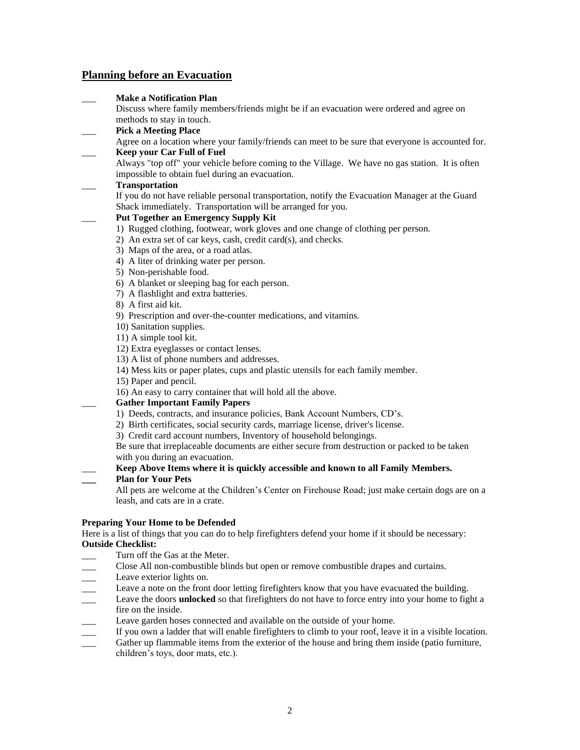## Planning before an Evacuation

___ **Make a Notification Plan**
Discuss where family members/friends might be if an evacuation were ordered and agree on methods to stay in touch.

___ **Pick a Meeting Place**
Agree on a location where your family/friends can meet to be sure that everyone is accounted for.

___ **Keep your Car Full of Fuel**
Always "top off" your vehicle before coming to the Village. We have no gas station. It is often impossible to obtain fuel during an evacuation.

___ **Transportation**
If you do not have reliable personal transportation, notify the Evacuation Manager at the Guard Shack immediately. Transportation will be arranged for you.

___ **Put Together an Emergency Supply Kit**
1) Rugged clothing, footwear, work gloves and one change of clothing per person.
2) An extra set of car keys, cash, credit card(s), and checks.
3) Maps of the area, or a road atlas.
4) A liter of drinking water per person.
5) Non-perishable food.
6) A blanket or sleeping bag for each person.
7) A flashlight and extra batteries.
8) A first aid kit.
9) Prescription and over-the-counter medications, and vitamins.
10) Sanitation supplies.
11) A simple tool kit.
12) Extra eyeglasses or contact lenses.
13) A list of phone numbers and addresses.
14) Mess kits or paper plates, cups and plastic utensils for each family member.
15) Paper and pencil.
16) An easy to carry container that will hold all the above.

___ **Gather Important Family Papers**
1) Deeds, contracts, and insurance policies, Bank Account Numbers, CD's.
2) Birth certificates, social security cards, marriage license, driver's license.
3) Credit card account numbers, Inventory of household belongings.
Be sure that irreplaceable documents are either secure from destruction or packed to be taken with you during an evacuation.

___ **Keep Above Items where it is quickly accessible and known to all Family Members.**

___ **Plan for Your Pets**
All pets are welcome at the Children's Center on Firehouse Road; just make certain dogs are on a leash, and cats are in a crate.

**Preparing Your Home to be Defended**
Here is a list of things that you can do to help firefighters defend your home if it should be necessary:
**Outside Checklist:**

___ Turn off the Gas at the Meter.
___ Close All non-combustible blinds but open or remove combustible drapes and curtains.
___ Leave exterior lights on.
___ Leave a note on the front door letting firefighters know that you have evacuated the building.
___ Leave the doors **unlocked** so that firefighters do not have to force entry into your home to fight a fire on the inside.
___ Leave garden hoses connected and available on the outside of your home.
___ If you own a ladder that will enable firefighters to climb to your roof, leave it in a visible location.
___ Gather up flammable items from the exterior of the house and bring them inside (patio furniture, children's toys, door mats, etc.).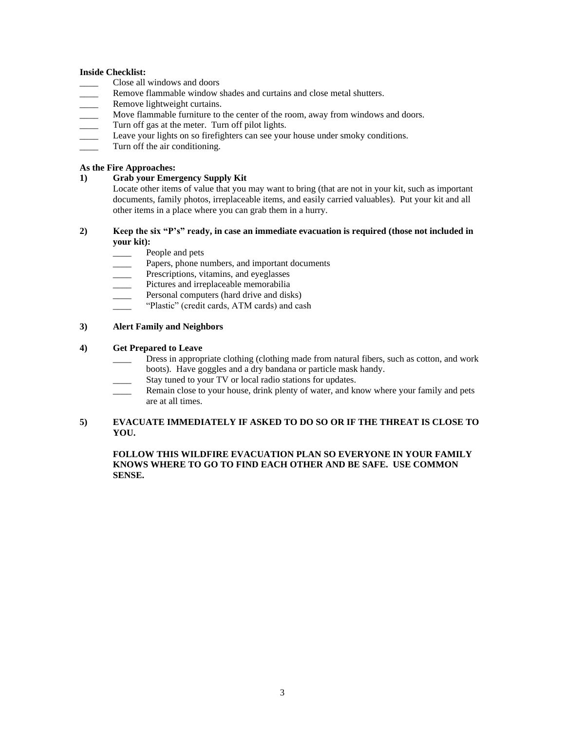**Inside Checklist:**

____ Close all windows and doors
____ Remove flammable window shades and curtains and close metal shutters.
____ Remove lightweight curtains.
____ Move flammable furniture to the center of the room, away from windows and doors.
____ Turn off gas at the meter. Turn off pilot lights.
____ Leave your lights on so firefighters can see your house under smoky conditions.
____ Turn off the air conditioning.

**As the Fire Approaches:**

**1) Grab your Emergency Supply Kit**

Locate other items of value that you may want to bring (that are not in your kit, such as important documents, family photos, irreplaceable items, and easily carried valuables). Put your kit and all other items in a place where you can grab them in a hurry.

**2) Keep the six "P's" ready, in case an immediate evacuation is required (those not included in your kit):**

____ People and pets
____ Papers, phone numbers, and important documents
____ Prescriptions, vitamins, and eyeglasses
____ Pictures and irreplaceable memorabilia
____ Personal computers (hard drive and disks)
____ "Plastic" (credit cards, ATM cards) and cash

**3) Alert Family and Neighbors**

**4) Get Prepared to Leave**

____ Dress in appropriate clothing (clothing made from natural fibers, such as cotton, and work boots). Have goggles and a dry bandana or particle mask handy.
____ Stay tuned to your TV or local radio stations for updates.
____ Remain close to your house, drink plenty of water, and know where your family and pets are at all times.

**5) EVACUATE IMMEDIATELY IF ASKED TO DO SO OR IF THE THREAT IS CLOSE TO YOU.**

**FOLLOW THIS WILDFIRE EVACUATION PLAN SO EVERYONE IN YOUR FAMILY KNOWS WHERE TO GO TO FIND EACH OTHER AND BE SAFE. USE COMMON SENSE.**